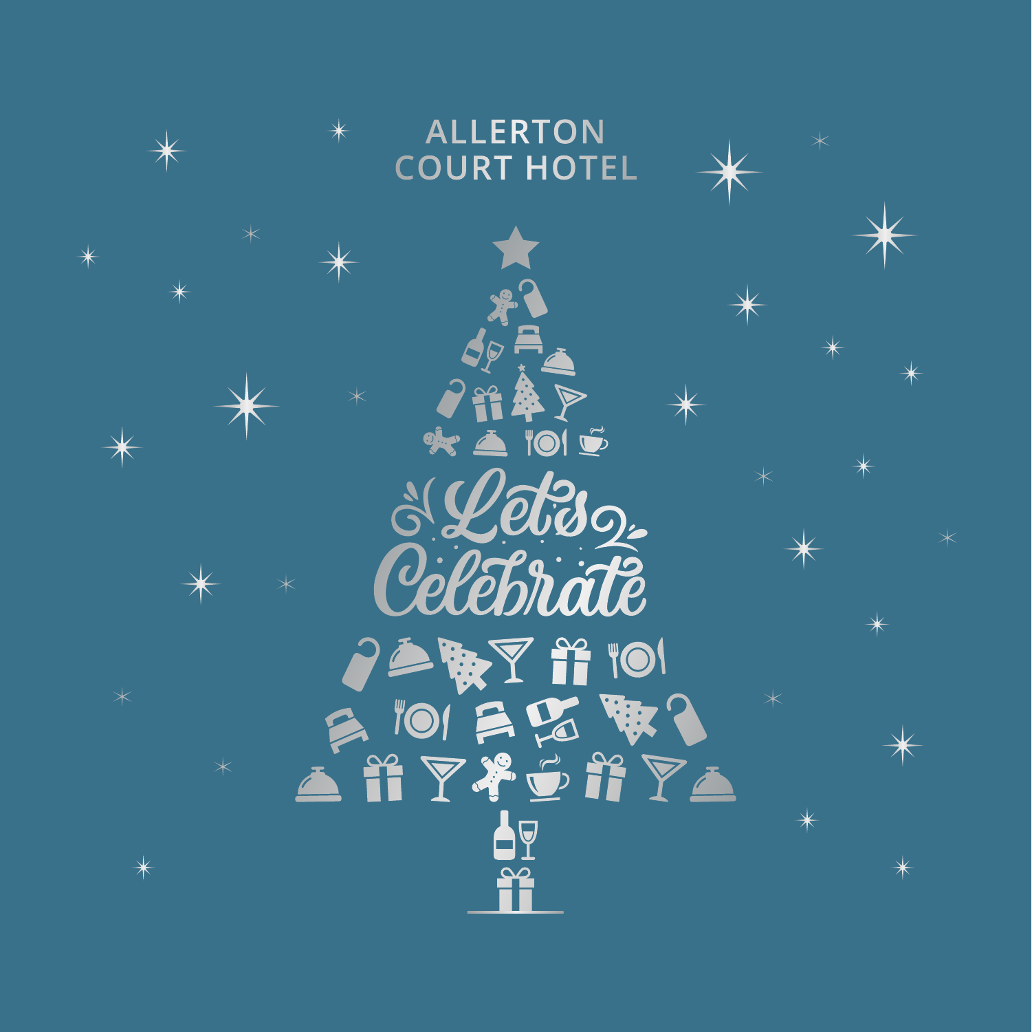# ALLERTON COURT HOTEL

## Let's Celebrate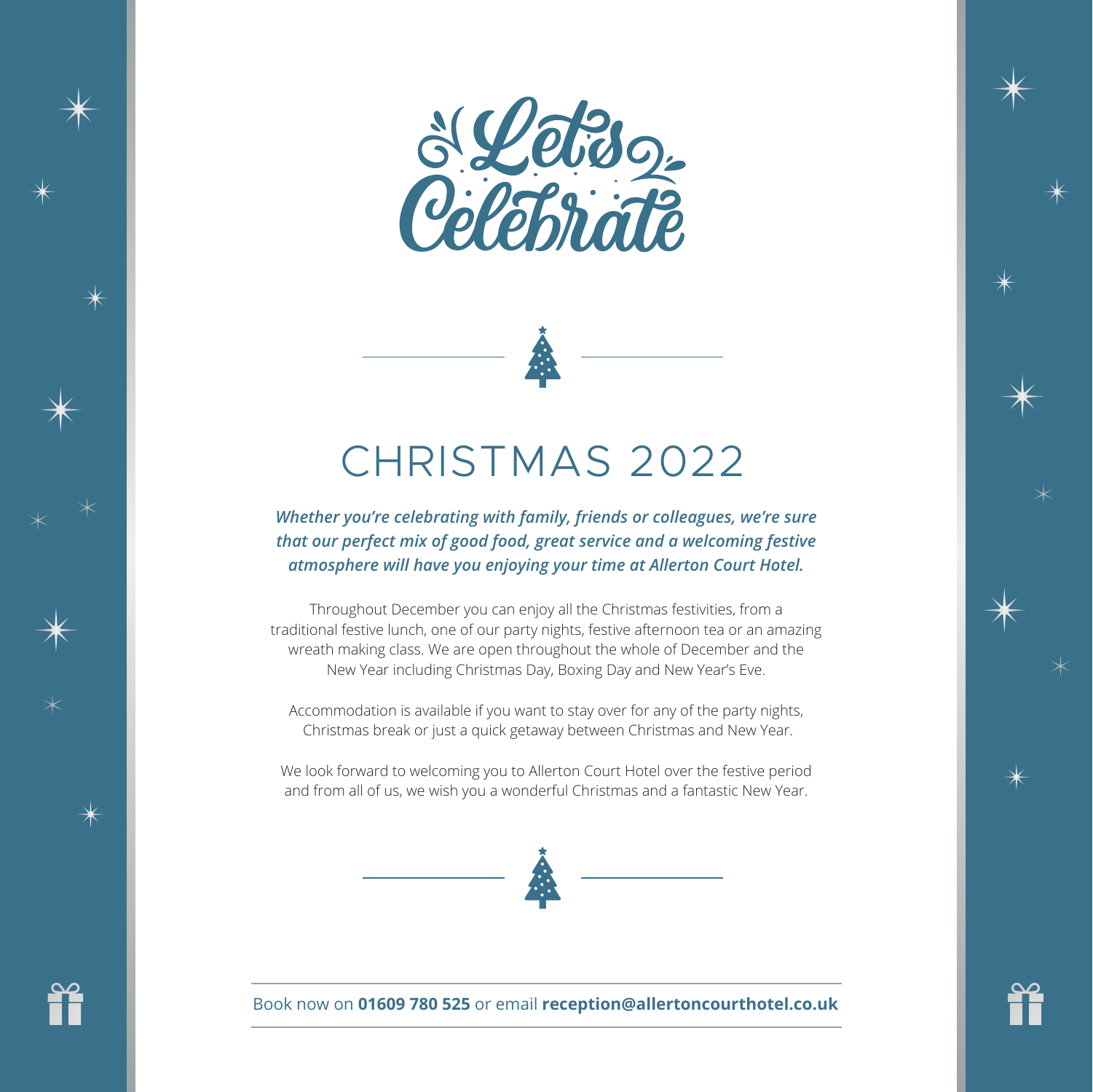# Let's Celebrate

## CHRISTMAS 2022

***Whether you're celebrating with family, friends or colleagues, we're sure that our perfect mix of good food, great service and a welcoming festive atmosphere will have you enjoying your time at Allerton Court Hotel.***

Throughout December you can enjoy all the Christmas festivities, from a traditional festive lunch, one of our party nights, festive afternoon tea or an amazing wreath making class. We are open throughout the whole of December and the New Year including Christmas Day, Boxing Day and New Year's Eve.

Accommodation is available if you want to stay over for any of the party nights, Christmas break or just a quick getaway between Christmas and New Year.

We look forward to welcoming you to Allerton Court Hotel over the festive period and from all of us, we wish you a wonderful Christmas and a fantastic New Year.

Book now on **01609 780 525** or email **reception@allertoncourthotel.co.uk**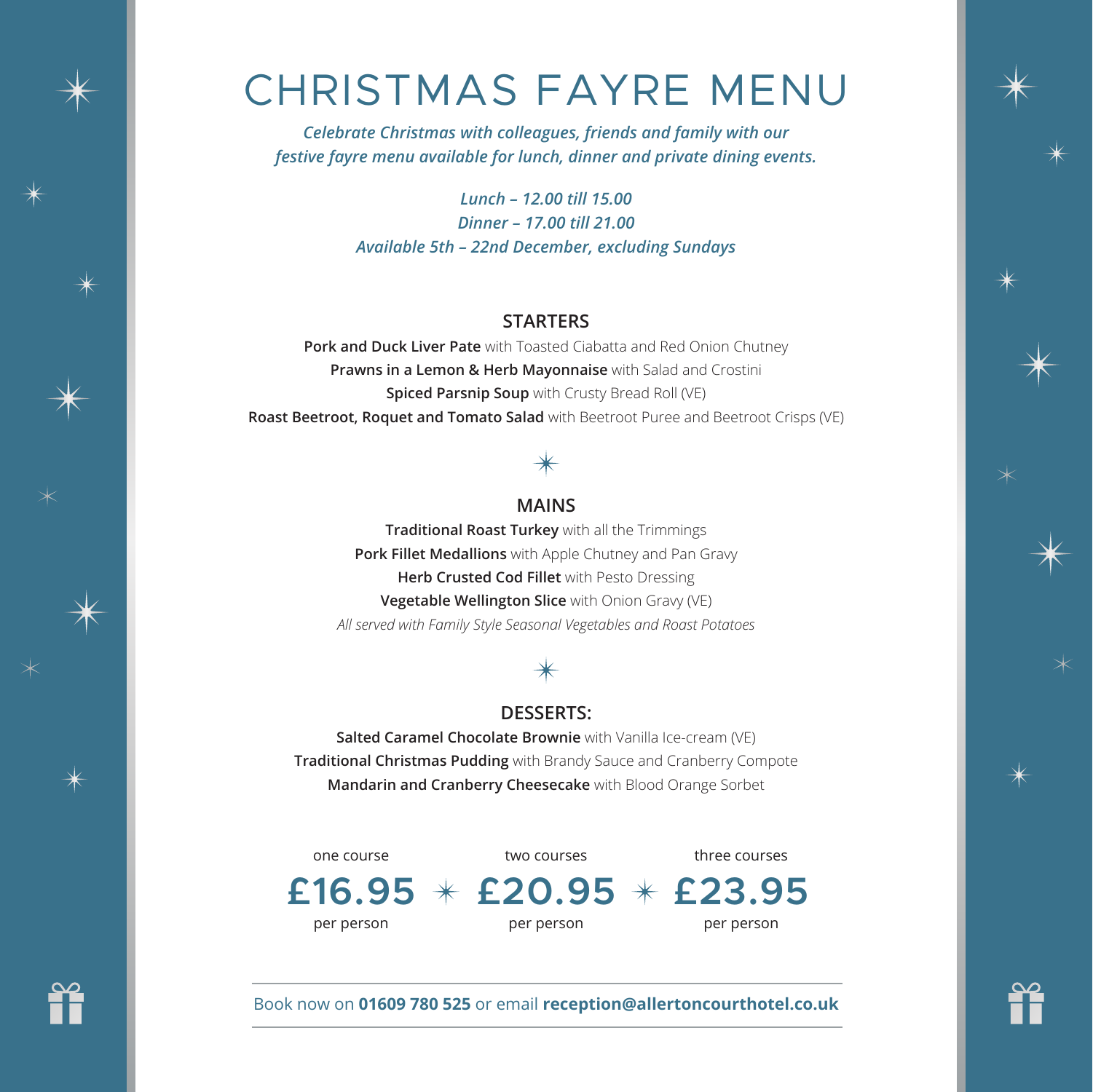# CHRISTMAS FAYRE MENU

***Celebrate Christmas with colleagues, friends and family with our festive fayre menu available for lunch, dinner and private dining events.***

***Lunch – 12.00 till 15.00***
***Dinner – 17.00 till 21.00***
***Available 5th – 22nd December, excluding Sundays***

## STARTERS

**Pork and Duck Liver Pate** with Toasted Ciabatta and Red Onion Chutney
**Prawns in a Lemon & Herb Mayonnaise** with Salad and Crostini
**Spiced Parsnip Soup** with Crusty Bread Roll (VE)
**Roast Beetroot, Roquet and Tomato Salad** with Beetroot Puree and Beetroot Crisps (VE)

## MAINS

**Traditional Roast Turkey** with all the Trimmings
**Pork Fillet Medallions** with Apple Chutney and Pan Gravy
**Herb Crusted Cod Fillet** with Pesto Dressing
**Vegetable Wellington Slice** with Onion Gravy (VE)
*All served with Family Style Seasonal Vegetables and Roast Potatoes*

## DESSERTS:

**Salted Caramel Chocolate Brownie** with Vanilla Ice-cream (VE)
**Traditional Christmas Pudding** with Brandy Sauce and Cranberry Compote
**Mandarin and Cranberry Cheesecake** with Blood Orange Sorbet

| one course | two courses | three courses |
|---|---|---|
| **£16.95** | **£20.95** | **£23.95** |
| per person | per person | per person |

Book now on **01609 780 525** or email **reception@allertoncourthotel.co.uk**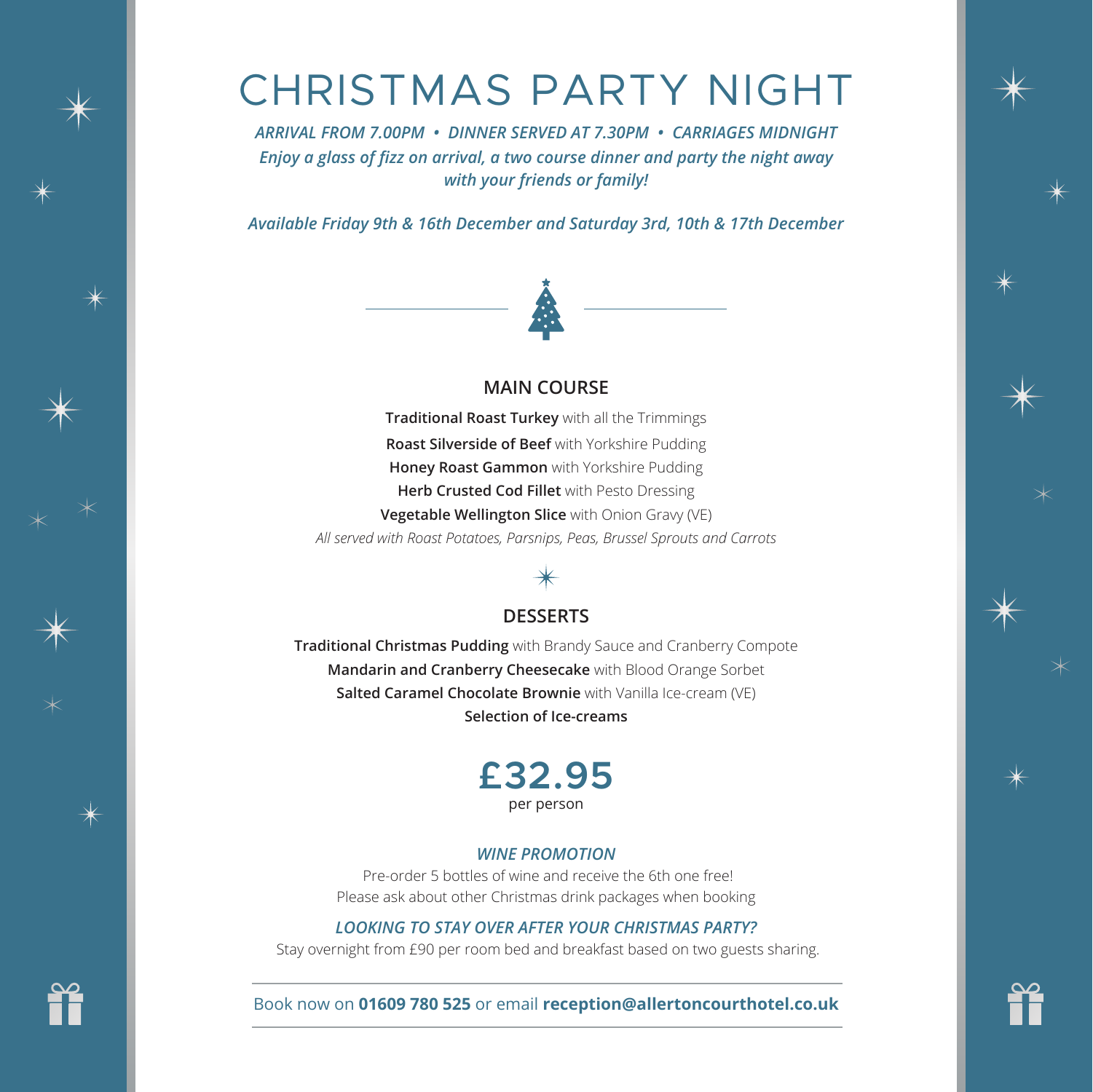# CHRISTMAS PARTY NIGHT

*ARRIVAL FROM 7.00PM • DINNER SERVED AT 7.30PM • CARRIAGES MIDNIGHT*

*Enjoy a glass of fizz on arrival, a two course dinner and party the night away with your friends or family!*

*Available Friday 9th & 16th December and Saturday 3rd, 10th & 17th December*

## MAIN COURSE

**Traditional Roast Turkey** with all the Trimmings

**Roast Silverside of Beef** with Yorkshire Pudding

**Honey Roast Gammon** with Yorkshire Pudding

**Herb Crusted Cod Fillet** with Pesto Dressing

**Vegetable Wellington Slice** with Onion Gravy (VE)

*All served with Roast Potatoes, Parsnips, Peas, Brussel Sprouts and Carrots*

## DESSERTS

**Traditional Christmas Pudding** with Brandy Sauce and Cranberry Compote

**Mandarin and Cranberry Cheesecake** with Blood Orange Sorbet

**Salted Caramel Chocolate Brownie** with Vanilla Ice-cream (VE)

**Selection of Ice-creams**

**£32.95**
per person

***WINE PROMOTION***

Pre-order 5 bottles of wine and receive the 6th one free!
Please ask about other Christmas drink packages when booking

***LOOKING TO STAY OVER AFTER YOUR CHRISTMAS PARTY?***

Stay overnight from £90 per room bed and breakfast based on two guests sharing.

Book now on **01609 780 525** or email **reception@allertoncourthotel.co.uk**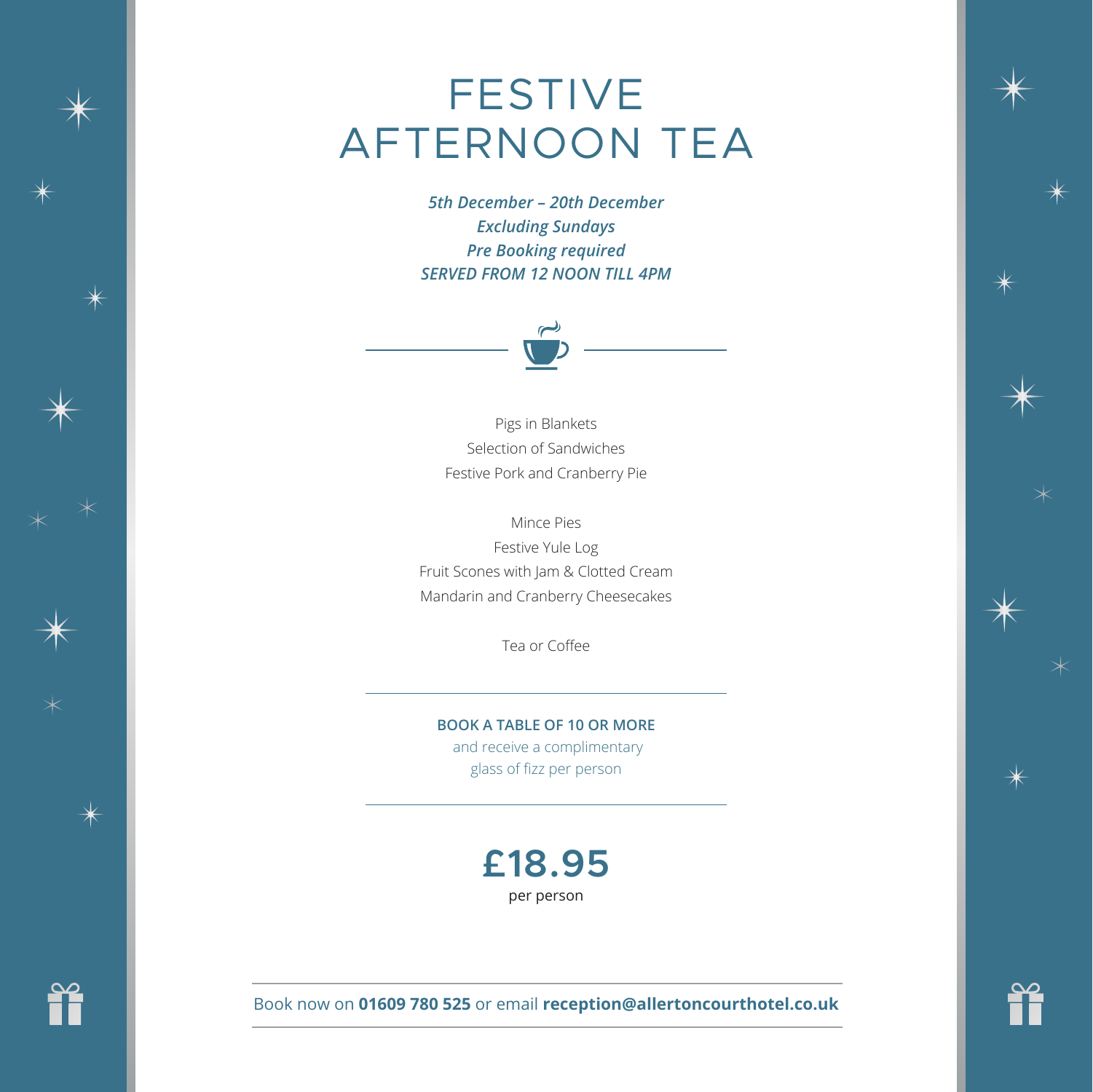# FESTIVE AFTERNOON TEA

***5th December – 20th December***
***Excluding Sundays***
***Pre Booking required***
***SERVED FROM 12 NOON TILL 4PM***

Pigs in Blankets
Selection of Sandwiches
Festive Pork and Cranberry Pie

Mince Pies
Festive Yule Log
Fruit Scones with Jam & Clotted Cream
Mandarin and Cranberry Cheesecakes

Tea or Coffee

---

**BOOK A TABLE OF 10 OR MORE**
and receive a complimentary glass of fizz per person

---

**£18.95**
per person

Book now on **01609 780 525** or email **reception@allertoncourthotel.co.uk**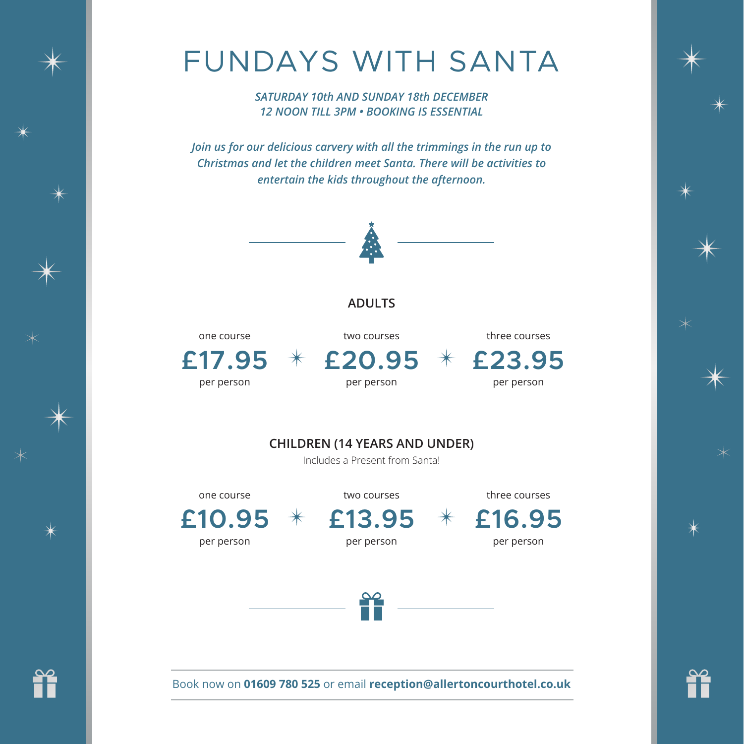# FUNDAYS WITH SANTA

***SATURDAY 10th AND SUNDAY 18th DECEMBER***
***12 NOON TILL 3PM • BOOKING IS ESSENTIAL***

***Join us for our delicious carvery with all the trimmings in the run up to Christmas and let the children meet Santa. There will be activities to entertain the kids throughout the afternoon.***

## ADULTS

| one course | two courses | three courses |
|---|---|---|
| **£17.95** | **£20.95** | **£23.95** |
| per person | per person | per person |

## CHILDREN (14 YEARS AND UNDER)

Includes a Present from Santa!

| one course | two courses | three courses |
|---|---|---|
| **£10.95** | **£13.95** | **£16.95** |
| per person | per person | per person |

Book now on **01609 780 525** or email **reception@allertoncourthotel.co.uk**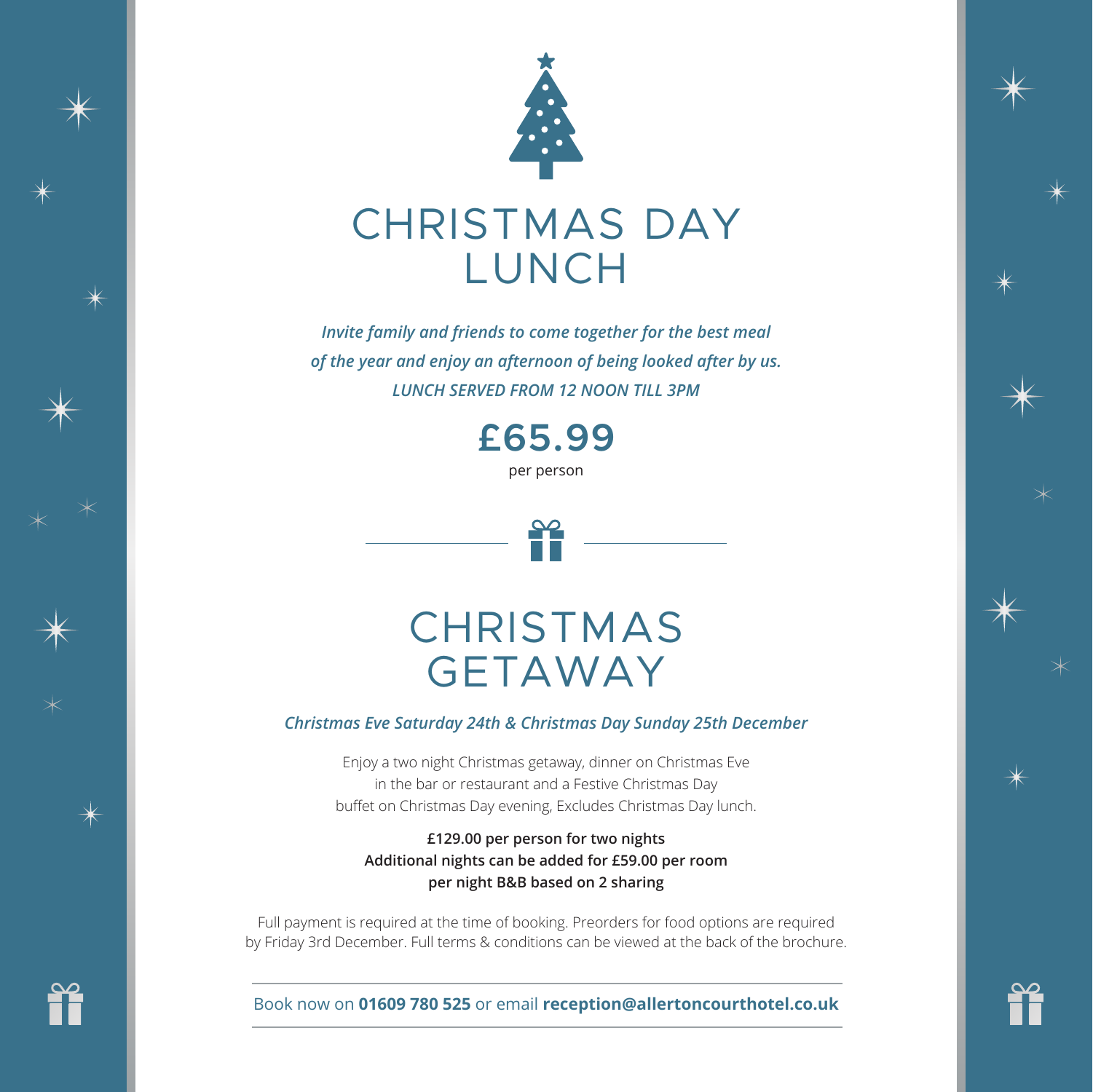# CHRISTMAS DAY LUNCH

***Invite family and friends to come together for the best meal of the year and enjoy an afternoon of being looked after by us.***
***LUNCH SERVED FROM 12 NOON TILL 3PM***

**£65.99**
per person

# CHRISTMAS GETAWAY

***Christmas Eve Saturday 24th & Christmas Day Sunday 25th December***

Enjoy a two night Christmas getaway, dinner on Christmas Eve in the bar or restaurant and a Festive Christmas Day buffet on Christmas Day evening, Excludes Christmas Day lunch.

**£129.00 per person for two nights**
**Additional nights can be added for £59.00 per room per night B&B based on 2 sharing**

Full payment is required at the time of booking. Preorders for food options are required by Friday 3rd December. Full terms & conditions can be viewed at the back of the brochure.

Book now on **01609 780 525** or email **reception@allertoncourthotel.co.uk**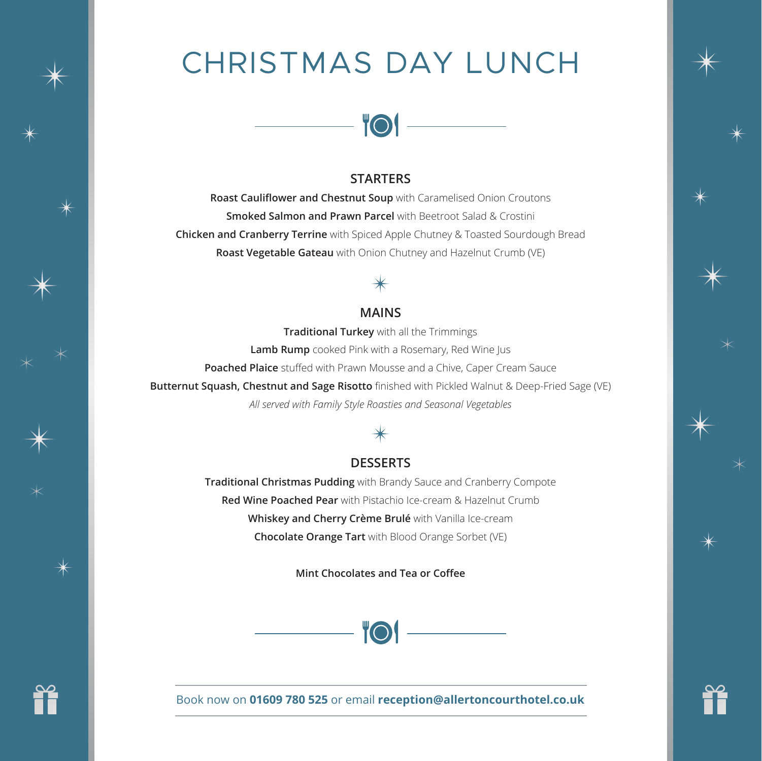# CHRISTMAS DAY LUNCH

## STARTERS

**Roast Cauliflower and Chestnut Soup** with Caramelised Onion Croutons

**Smoked Salmon and Prawn Parcel** with Beetroot Salad & Crostini

**Chicken and Cranberry Terrine** with Spiced Apple Chutney & Toasted Sourdough Bread

**Roast Vegetable Gateau** with Onion Chutney and Hazelnut Crumb (VE)

## MAINS

**Traditional Turkey** with all the Trimmings

**Lamb Rump** cooked Pink with a Rosemary, Red Wine Jus

**Poached Plaice** stuffed with Prawn Mousse and a Chive, Caper Cream Sauce

**Butternut Squash, Chestnut and Sage Risotto** finished with Pickled Walnut & Deep-Fried Sage (VE)

*All served with Family Style Roasties and Seasonal Vegetables*

## DESSERTS

**Traditional Christmas Pudding** with Brandy Sauce and Cranberry Compote

**Red Wine Poached Pear** with Pistachio Ice-cream & Hazelnut Crumb

**Whiskey and Cherry Crème Brulé** with Vanilla Ice-cream

**Chocolate Orange Tart** with Blood Orange Sorbet (VE)

**Mint Chocolates and Tea or Coffee**

Book now on **01609 780 525** or email **reception@allertoncourthotel.co.uk**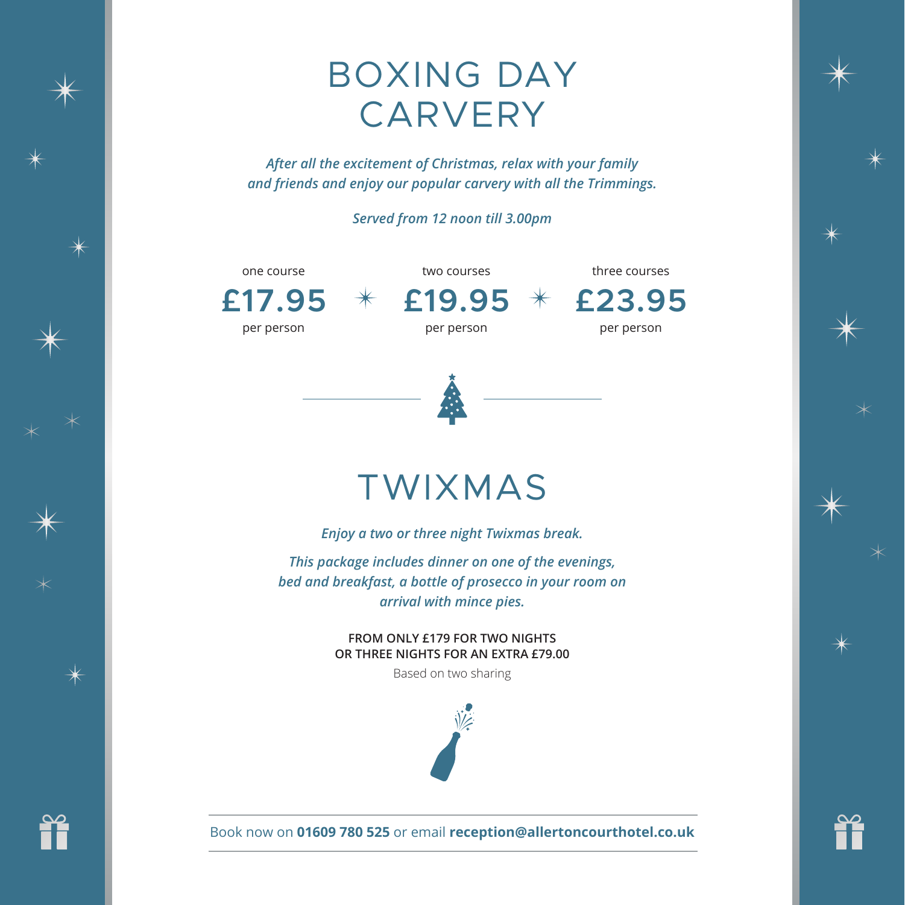# BOXING DAY CARVERY

*After all the excitement of Christmas, relax with your family and friends and enjoy our popular carvery with all the Trimmings.*

*Served from 12 noon till 3.00pm*

| one course | two courses | three courses |
|---|---|---|
| **£17.95** | **£19.95** | **£23.95** |
| per person | per person | per person |

# TWIXMAS

*Enjoy a two or three night Twixmas break.*

*This package includes dinner on one of the evenings, bed and breakfast, a bottle of prosecco in your room on arrival with mince pies.*

**FROM ONLY £179 FOR TWO NIGHTS**
**OR THREE NIGHTS FOR AN EXTRA £79.00**

Based on two sharing

Book now on **01609 780 525** or email **reception@allertoncourthotel.co.uk**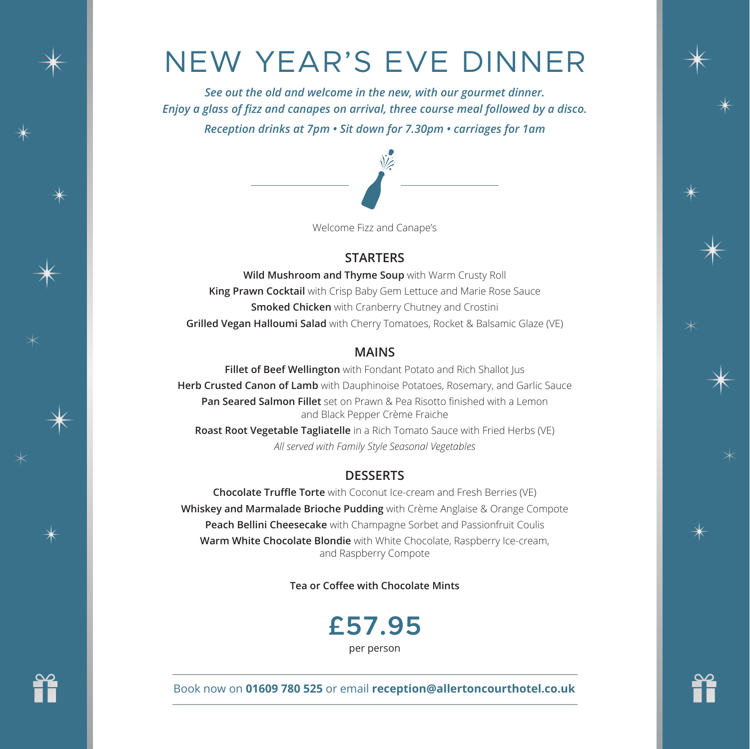# NEW YEAR'S EVE DINNER

***See out the old and welcome in the new, with our gourmet dinner.***
***Enjoy a glass of fizz and canapes on arrival, three course meal followed by a disco.***

***Reception drinks at 7pm • Sit down for 7.30pm • carriages for 1am***

Welcome Fizz and Canape's

## STARTERS

**Wild Mushroom and Thyme Soup** with Warm Crusty Roll
**King Prawn Cocktail** with Crisp Baby Gem Lettuce and Marie Rose Sauce
**Smoked Chicken** with Cranberry Chutney and Crostini
**Grilled Vegan Halloumi Salad** with Cherry Tomatoes, Rocket & Balsamic Glaze (VE)

## MAINS

**Fillet of Beef Wellington** with Fondant Potato and Rich Shallot Jus
**Herb Crusted Canon of Lamb** with Dauphinoise Potatoes, Rosemary, and Garlic Sauce
**Pan Seared Salmon Fillet** set on Prawn & Pea Risotto finished with a Lemon and Black Pepper Crème Fraiche
**Roast Root Vegetable Tagliatelle** in a Rich Tomato Sauce with Fried Herbs (VE)
*All served with Family Style Seasonal Vegetables*

## DESSERTS

**Chocolate Truffle Torte** with Coconut Ice-cream and Fresh Berries (VE)
**Whiskey and Marmalade Brioche Pudding** with Crème Anglaise & Orange Compote
**Peach Bellini Cheesecake** with Champagne Sorbet and Passionfruit Coulis
**Warm White Chocolate Blondie** with White Chocolate, Raspberry Ice-cream, and Raspberry Compote

**Tea or Coffee with Chocolate Mints**

**£57.95**
per person

Book now on **01609 780 525** or email **reception@allertoncourthotel.co.uk**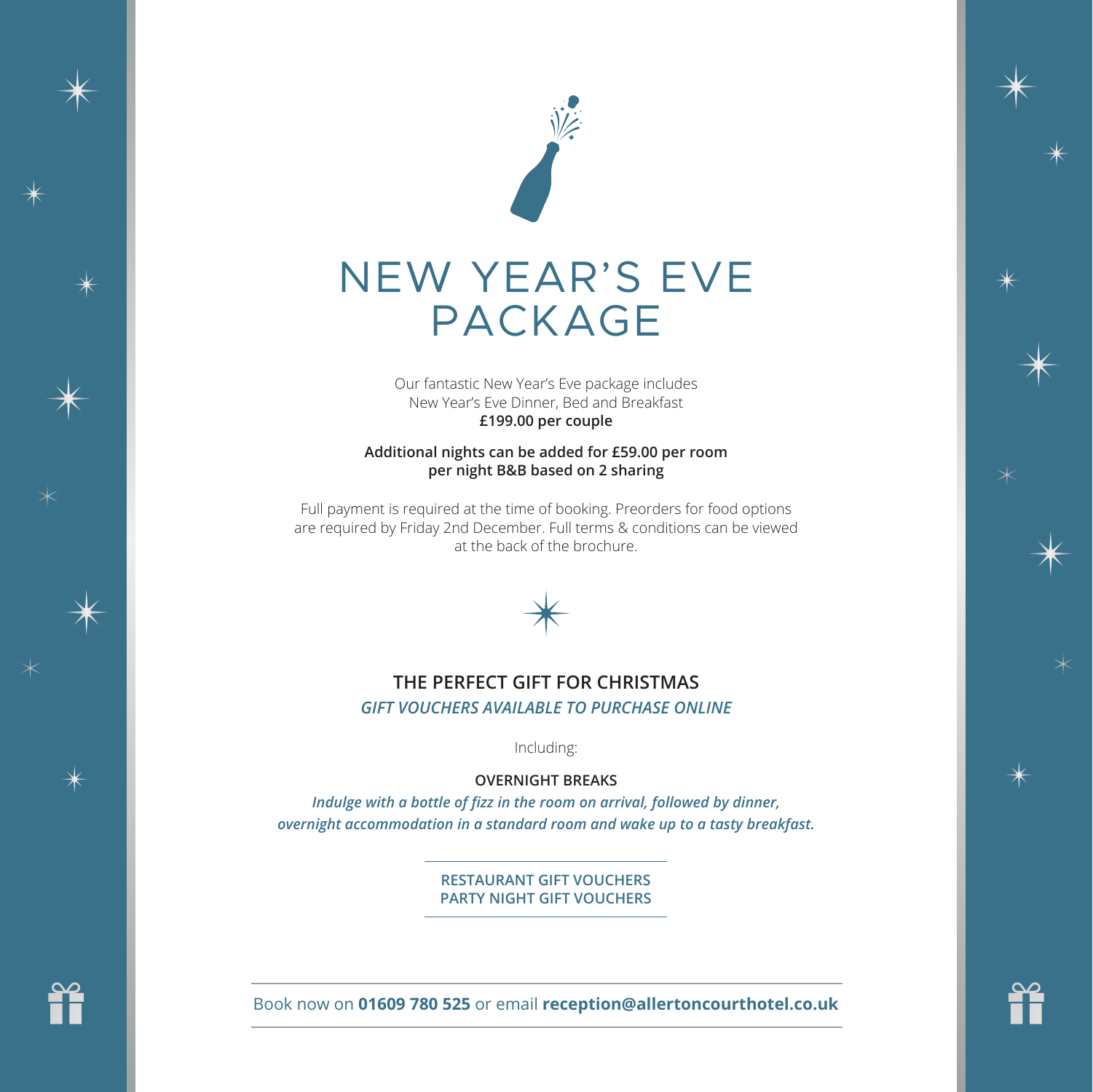# NEW YEAR'S EVE PACKAGE

Our fantastic New Year's Eve package includes
New Year's Eve Dinner, Bed and Breakfast
**£199.00 per couple**

**Additional nights can be added for £59.00 per room per night B&B based on 2 sharing**

Full payment is required at the time of booking. Preorders for food options are required by Friday 2nd December. Full terms & conditions can be viewed at the back of the brochure.

## THE PERFECT GIFT FOR CHRISTMAS

***GIFT VOUCHERS AVAILABLE TO PURCHASE ONLINE***

Including:

**OVERNIGHT BREAKS**

***Indulge with a bottle of fizz in the room on arrival, followed by dinner, overnight accommodation in a standard room and wake up to a tasty breakfast.***

---

**RESTAURANT GIFT VOUCHERS**
**PARTY NIGHT GIFT VOUCHERS**

---

Book now on **01609 780 525** or email **reception@allertoncourthotel.co.uk**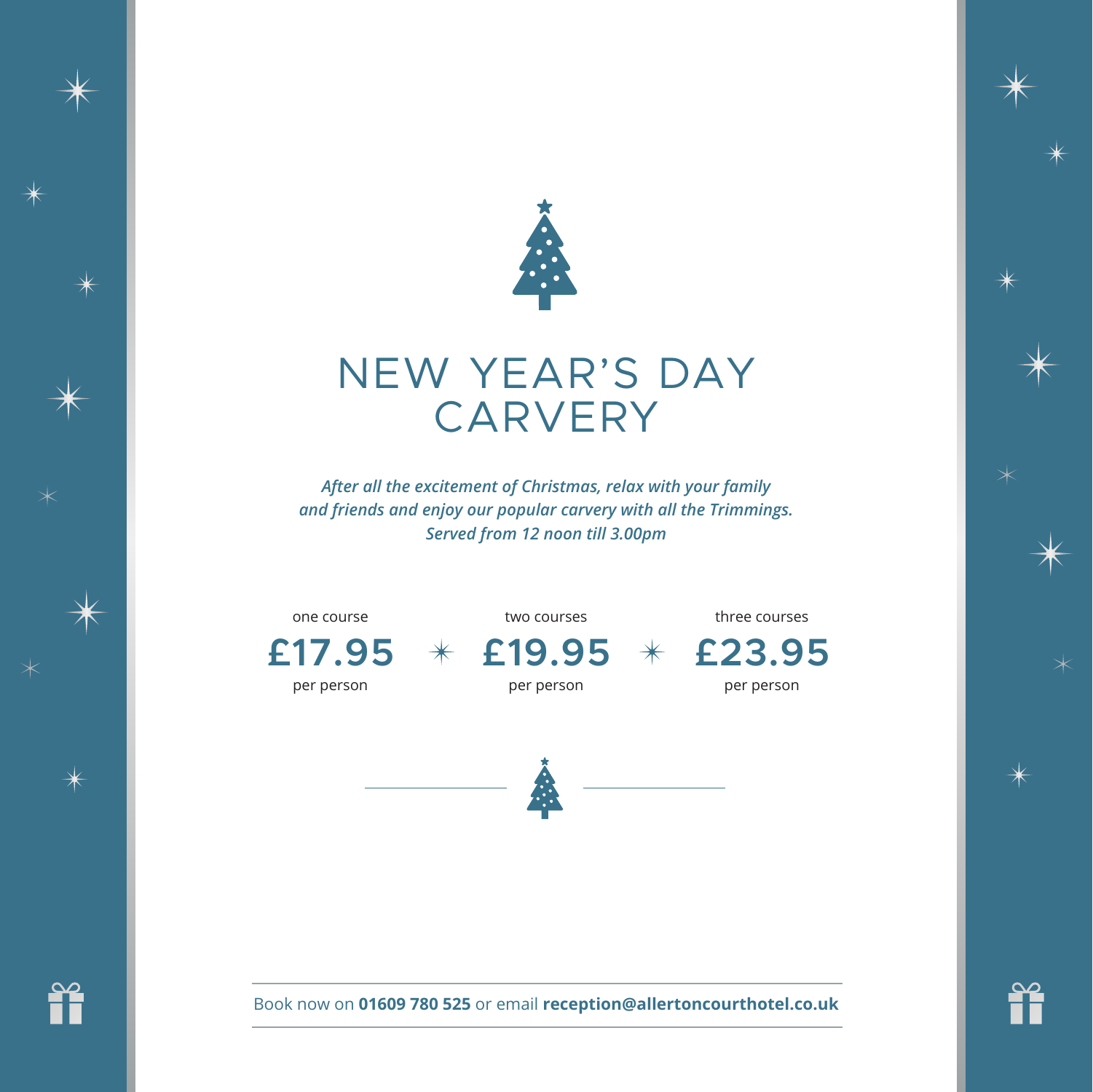# NEW YEAR'S DAY CARVERY

*After all the excitement of Christmas, relax with your family and friends and enjoy our popular carvery with all the Trimmings.*
***Served from 12 noon till 3.00pm***

| one course | two courses | three courses |
| --- | --- | --- |
| **£17.95** | **£19.95** | **£23.95** |
| per person | per person | per person |

Book now on **01609 780 525** or email **reception@allertoncourthotel.co.uk**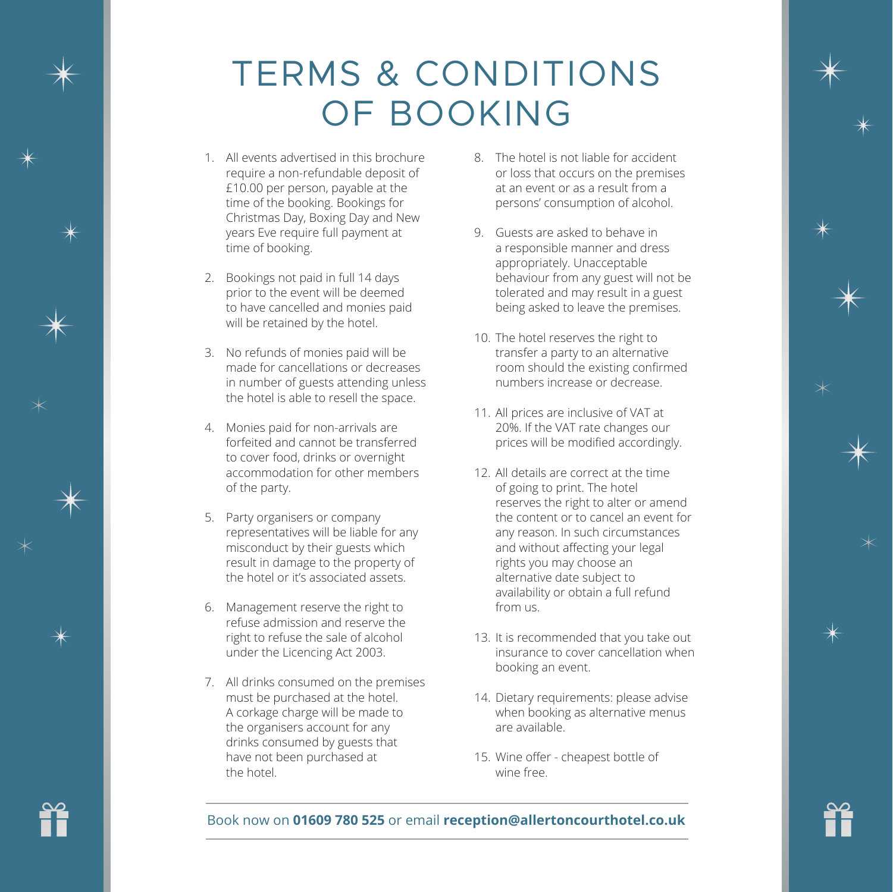# TERMS & CONDITIONS OF BOOKING

1. All events advertised in this brochure require a non-refundable deposit of £10.00 per person, payable at the time of the booking. Bookings for Christmas Day, Boxing Day and New years Eve require full payment at time of booking.

2. Bookings not paid in full 14 days prior to the event will be deemed to have cancelled and monies paid will be retained by the hotel.

3. No refunds of monies paid will be made for cancellations or decreases in number of guests attending unless the hotel is able to resell the space.

4. Monies paid for non-arrivals are forfeited and cannot be transferred to cover food, drinks or overnight accommodation for other members of the party.

5. Party organisers or company representatives will be liable for any misconduct by their guests which result in damage to the property of the hotel or it's associated assets.

6. Management reserve the right to refuse admission and reserve the right to refuse the sale of alcohol under the Licencing Act 2003.

7. All drinks consumed on the premises must be purchased at the hotel. A corkage charge will be made to the organisers account for any drinks consumed by guests that have not been purchased at the hotel.

8. The hotel is not liable for accident or loss that occurs on the premises at an event or as a result from a persons' consumption of alcohol.

9. Guests are asked to behave in a responsible manner and dress appropriately. Unacceptable behaviour from any guest will not be tolerated and may result in a guest being asked to leave the premises.

10. The hotel reserves the right to transfer a party to an alternative room should the existing confirmed numbers increase or decrease.

11. All prices are inclusive of VAT at 20%. If the VAT rate changes our prices will be modified accordingly.

12. All details are correct at the time of going to print. The hotel reserves the right to alter or amend the content or to cancel an event for any reason. In such circumstances and without affecting your legal rights you may choose an alternative date subject to availability or obtain a full refund from us.

13. It is recommended that you take out insurance to cover cancellation when booking an event.

14. Dietary requirements: please advise when booking as alternative menus are available.

15. Wine offer - cheapest bottle of wine free.

Book now on **01609 780 525** or email **reception@allertoncourthotel.co.uk**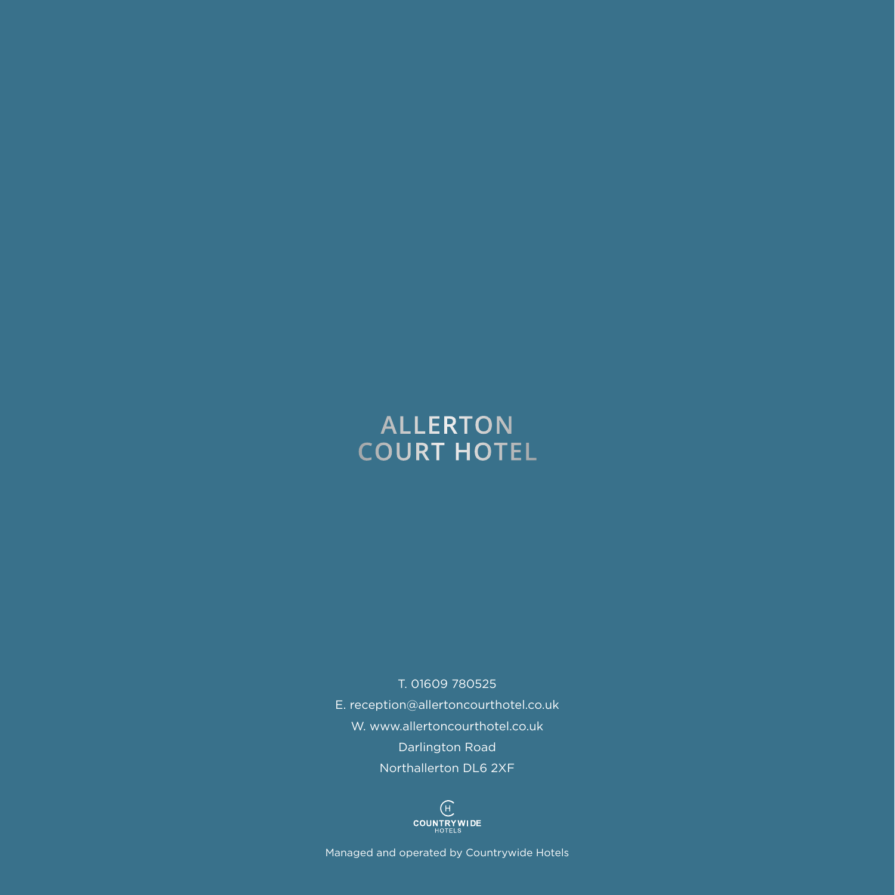# ALLERTON COURT HOTEL

T. 01609 780525

E. reception@allertoncourthotel.co.uk

W. www.allertoncourthotel.co.uk

Darlington Road

Northallerton DL6 2XF

COUNTRYWIDE HOTELS

Managed and operated by Countrywide Hotels